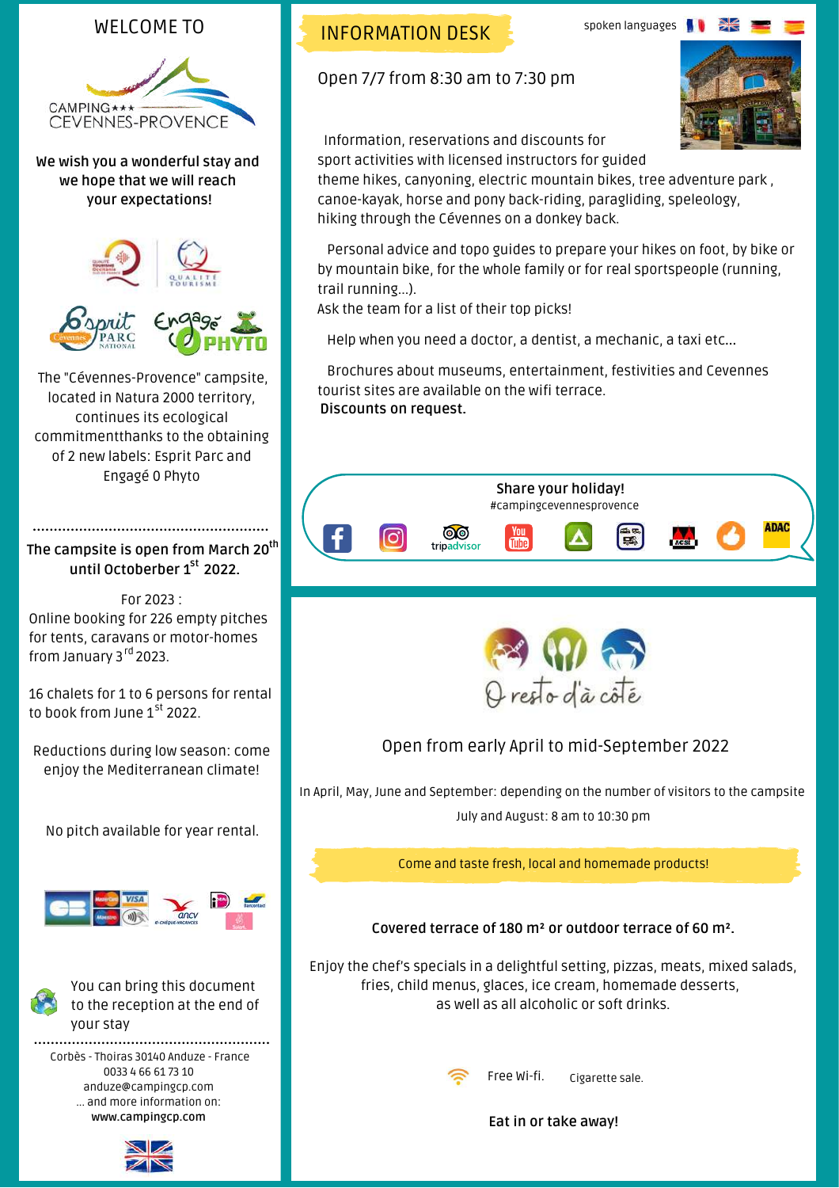# WELCOME TO

CAMPING★★★ CEVENNES-PROVENCE

**We wish you a wonderful stay and we hope that we will reach your expectations!**

The "Cévennes-Provence" campsite, located in Natura 2000 territory, continues its ecological commitmentthanks to the obtaining of 2 new labels: Esprit Parc and Engagé 0 Phyto

**The campsite is open from March 20th until Octoberber 1st 2022.**

For 2023 :
Online booking for 226 empty pitches for tents, caravans or motor-homes from January 3rd 2023.

16 chalets for 1 to 6 persons for rental to book from June 1st 2022.

Reductions during low season: come enjoy the Mediterranean climate!

No pitch available for year rental.

You can bring this document to the reception at the end of your stay

Corbès - Thoiras 30140 Anduze - France
0033 4 66 61 73 10
anduze@campingcp.com
... and more information on:
**www.campingcp.com**

## INFORMATION DESK

spoken languages

Open 7/7 from 8:30 am to 7:30 pm

Information, reservations and discounts for sport activities with licensed instructors for guided theme hikes, canyoning, electric mountain bikes, tree adventure park , canoe-kayak, horse and pony back-riding, paragliding, speleology, hiking through the Cévennes on a donkey back.

Personal advice and topo guides to prepare your hikes on foot, by bike or by mountain bike, for the whole family or for real sportspeople (running, trail running...).
Ask the team for a list of their top picks!

Help when you need a doctor, a dentist, a mechanic, a taxi etc...

Brochures about museums, entertainment, festivities and Cevennes tourist sites are available on the wifi terrace.
**Discounts on request.**

**Share your holiday!**
#campingcevennesprovence

## O resto d'à côté

Open from early April to mid-September 2022

In April, May, June and September: depending on the number of visitors to the campsite

July and August: 8 am to 10:30 pm

Come and taste fresh, local and homemade products!

**Covered terrace of 180 m² or outdoor terrace of 60 m².**

Enjoy the chef's specials in a delightful setting, pizzas, meats, mixed salads, fries, child menus, glaces, ice cream, homemade desserts, as well as all alcoholic or soft drinks.

Free Wi-fi. Cigarette sale.

**Eat in or take away!**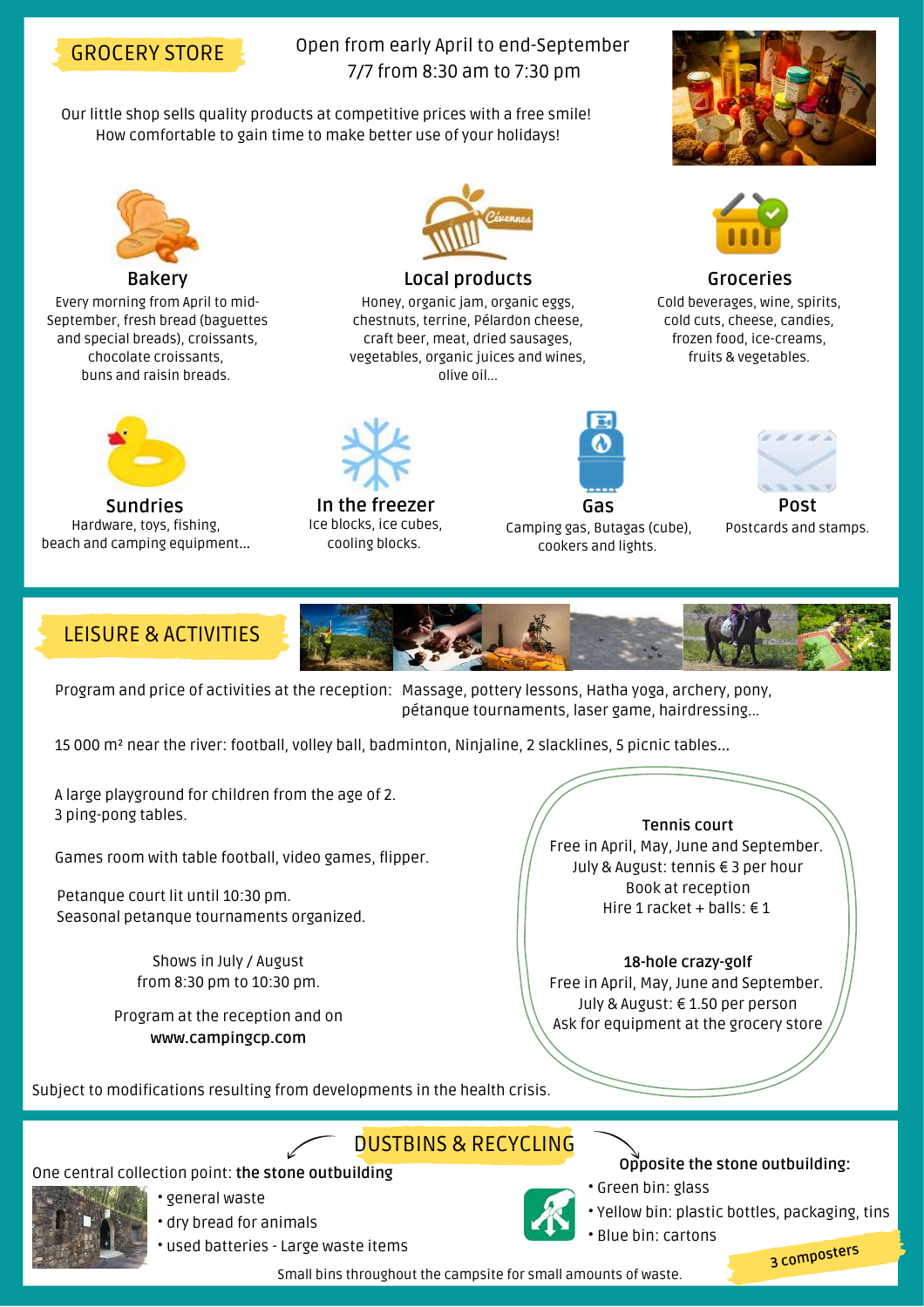## GROCERY STORE

Open from early April to end-September
7/7 from 8:30 am to 7:30 pm

Our little shop sells quality products at competitive prices with a free smile!
How comfortable to gain time to make better use of your holidays!

### Bakery

Every morning from April to mid-September, fresh bread (baguettes and special breads), croissants, chocolate croissants, buns and raisin breads.

### Local products

Honey, organic jam, organic eggs, chestnuts, terrine, Pélardon cheese, craft beer, meat, dried sausages, vegetables, organic juices and wines, olive oil...

### Groceries

Cold beverages, wine, spirits, cold cuts, cheese, candies, frozen food, ice-creams, fruits & vegetables.

### Sundries

Hardware, toys, fishing, beach and camping equipment...

### In the freezer

Ice blocks, ice cubes, cooling blocks.

### Gas

Camping gas, Butagas (cube), cookers and lights.

### Post

Postcards and stamps.

## LEISURE & ACTIVITIES

Program and price of activities at the reception: Massage, pottery lessons, Hatha yoga, archery, pony, pétanque tournaments, laser game, hairdressing...

15 000 m² near the river: football, volley ball, badminton, Ninjaline, 2 slacklines, 5 picnic tables...

A large playground for children from the age of 2.
3 ping-pong tables.

Games room with table football, video games, flipper.

Petanque court lit until 10:30 pm.
Seasonal petanque tournaments organized.

Shows in July / August
from 8:30 pm to 10:30 pm.

Program at the reception and on
**www.campingcp.com**

**Tennis court**
Free in April, May, June and September.
July & August: tennis € 3 per hour
Book at reception
Hire 1 racket + balls: € 1

**18-hole crazy-golf**
Free in April, May, June and September.
July & August: € 1.50 per person
Ask for equipment at the grocery store

Subject to modifications resulting from developments in the health crisis.

## DUSTBINS & RECYCLING

One central collection point: **the stone outbuilding**

- general waste
- dry bread for animals
- used batteries - Large waste items

**Opposite the stone outbuilding:**

- Green bin: glass
- Yellow bin: plastic bottles, packaging, tins
- Blue bin: cartons

3 composters

Small bins throughout the campsite for small amounts of waste.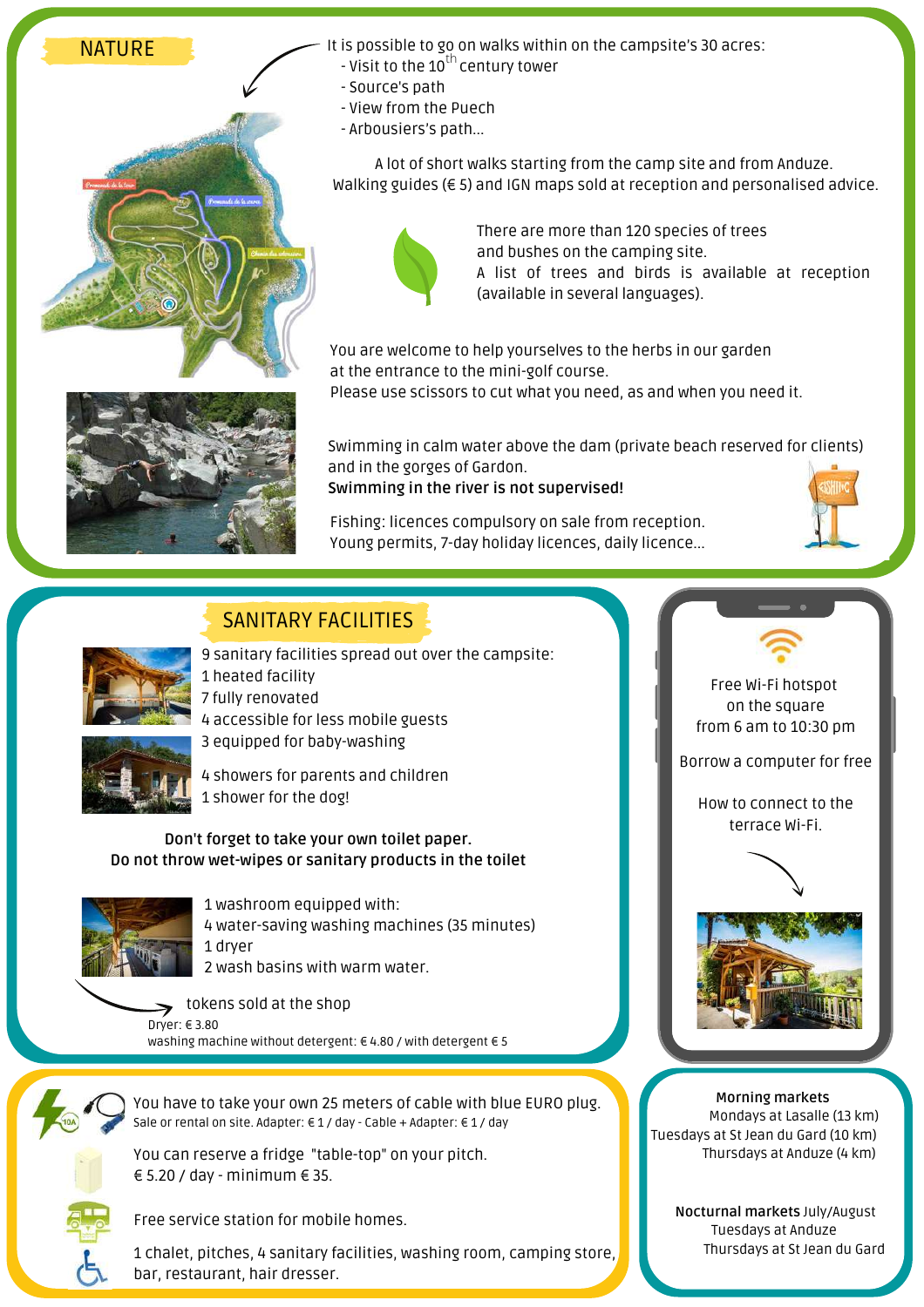## NATURE

It is possible to go on walks within on the campsite's 30 acres:

- Visit to the 10th century tower
- Source's path
- View from the Puech
- Arbousiers's path...

A lot of short walks starting from the camp site and from Anduze.
Walking guides (€ 5) and IGN maps sold at reception and personalised advice.

There are more than 120 species of trees and bushes on the camping site.
A list of trees and birds is available at reception (available in several languages).

You are welcome to help yourselves to the herbs in our garden at the entrance to the mini-golf course.
Please use scissors to cut what you need, as and when you need it.

Swimming in calm water above the dam (private beach reserved for clients) and in the gorges of Gardon.
**Swimming in the river is not supervised!**

Fishing: licences compulsory on sale from reception.
Young permits, 7-day holiday licences, daily licence...

## SANITARY FACILITIES

9 sanitary facilities spread out over the campsite:
1 heated facility
7 fully renovated
4 accessible for less mobile guests
3 equipped for baby-washing

4 showers for parents and children
1 shower for the dog!

**Don't forget to take your own toilet paper.**
**Do not throw wet-wipes or sanitary products in the toilet**

1 washroom equipped with:
4 water-saving washing machines (35 minutes)
1 dryer
2 wash basins with warm water.

tokens sold at the shop
Dryer: € 3.80
washing machine without detergent: € 4.80 / with detergent € 5

Free Wi-Fi hotspot on the square from 6 am to 10:30 pm

Borrow a computer for free

How to connect to the terrace Wi-Fi.

You have to take your own 25 meters of cable with blue EURO plug.
Sale or rental on site. Adapter: € 1 / day - Cable + Adapter: € 1 / day

You can reserve a fridge "table-top" on your pitch.
€ 5.20 / day - minimum € 35.

Free service station for mobile homes.

1 chalet, pitches, 4 sanitary facilities, washing room, camping store, bar, restaurant, hair dresser.

**Morning markets**
Mondays at Lasalle (13 km)
Tuesdays at St Jean du Gard (10 km)
Thursdays at Anduze (4 km)

**Nocturnal markets** July/August
Tuesdays at Anduze
Thursdays at St Jean du Gard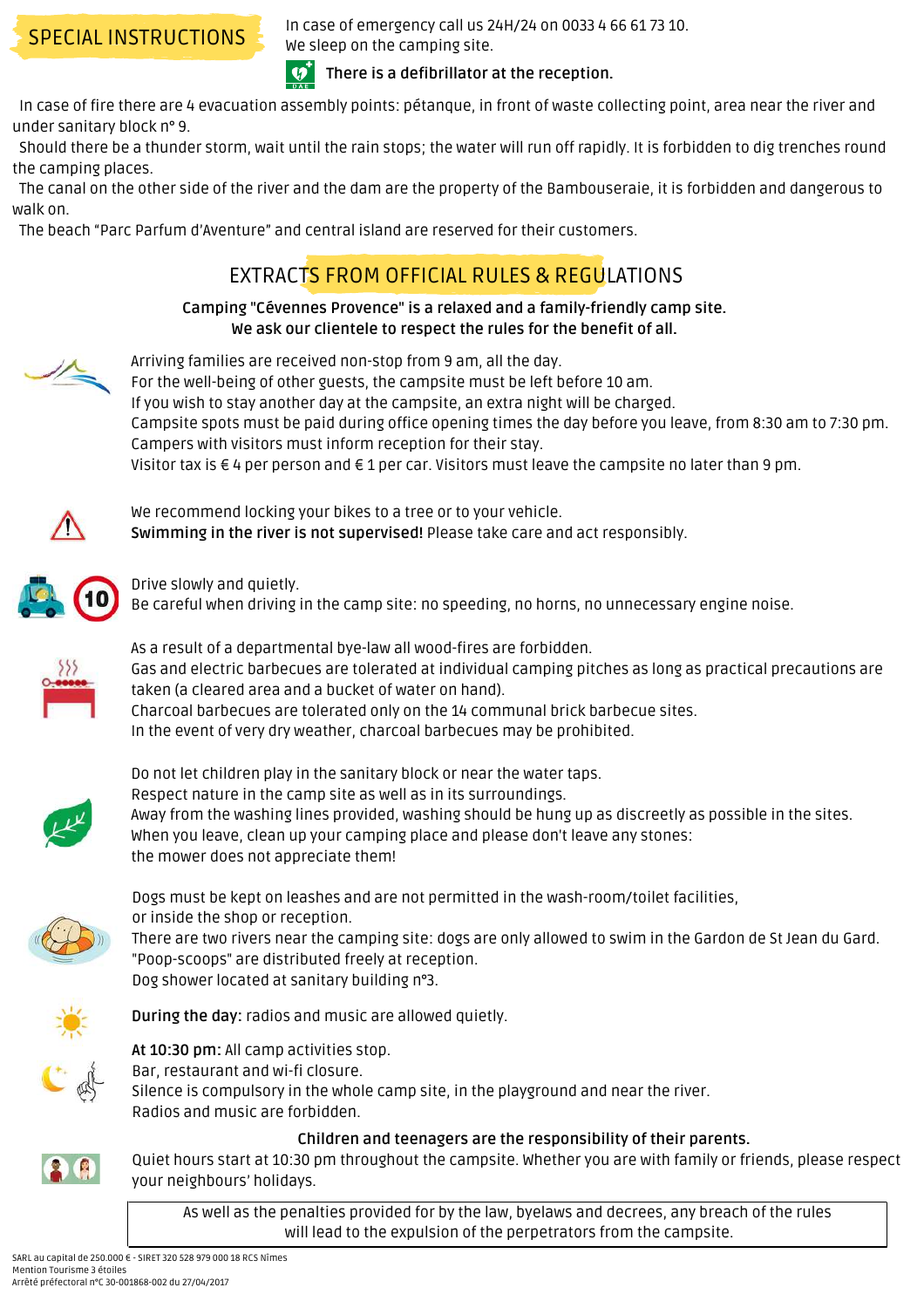## SPECIAL INSTRUCTIONS

In case of emergency call us 24H/24 on 0033 4 66 61 73 10.
We sleep on the camping site.

**There is a defibrillator at the reception.**

In case of fire there are 4 evacuation assembly points: pétanque, in front of waste collecting point, area near the river and under sanitary block n° 9.

Should there be a thunder storm, wait until the rain stops; the water will run off rapidly. It is forbidden to dig trenches round the camping places.

The canal on the other side of the river and the dam are the property of the Bambouseraie, it is forbidden and dangerous to walk on.

The beach "Parc Parfum d'Aventure" and central island are reserved for their customers.

## EXTRACTS FROM OFFICIAL RULES & REGULATIONS

**Camping "Cévennes Provence" is a relaxed and a family-friendly camp site.**
**We ask our clientele to respect the rules for the benefit of all.**

Arriving families are received non-stop from 9 am, all the day.
For the well-being of other guests, the campsite must be left before 10 am.
If you wish to stay another day at the campsite, an extra night will be charged.
Campsite spots must be paid during office opening times the day before you leave, from 8:30 am to 7:30 pm.
Campers with visitors must inform reception for their stay.
Visitor tax is € 4 per person and € 1 per car. Visitors must leave the campsite no later than 9 pm.

We recommend locking your bikes to a tree or to your vehicle.
**Swimming in the river is not supervised!** Please take care and act responsibly.

Drive slowly and quietly.
Be careful when driving in the camp site: no speeding, no horns, no unnecessary engine noise.

As a result of a departmental bye-law all wood-fires are forbidden.
Gas and electric barbecues are tolerated at individual camping pitches as long as practical precautions are taken (a cleared area and a bucket of water on hand).
Charcoal barbecues are tolerated only on the 14 communal brick barbecue sites.
In the event of very dry weather, charcoal barbecues may be prohibited.

Do not let children play in the sanitary block or near the water taps.
Respect nature in the camp site as well as in its surroundings.
Away from the washing lines provided, washing should be hung up as discreetly as possible in the sites.
When you leave, clean up your camping place and please don't leave any stones:
the mower does not appreciate them!

Dogs must be kept on leashes and are not permitted in the wash-room/toilet facilities,
or inside the shop or reception.
There are two rivers near the camping site: dogs are only allowed to swim in the Gardon de St Jean du Gard.
"Poop-scoops" are distributed freely at reception.
Dog shower located at sanitary building n°3.

**During the day:** radios and music are allowed quietly.

**At 10:30 pm:** All camp activities stop.
Bar, restaurant and wi-fi closure.
Silence is compulsory in the whole camp site, in the playground and near the river.
Radios and music are forbidden.

**Children and teenagers are the responsibility of their parents.**
Quiet hours start at 10:30 pm throughout the campsite. Whether you are with family or friends, please respect your neighbours' holidays.

As well as the penalties provided for by the law, byelaws and decrees, any breach of the rules will lead to the expulsion of the perpetrators from the campsite.

SARL au capital de 250.000 € - SIRET 320 528 979 000 18 RCS Nîmes
Mention Tourisme 3 étoiles
Arrêté préfectoral n°C 30-001868-002 du 27/04/2017